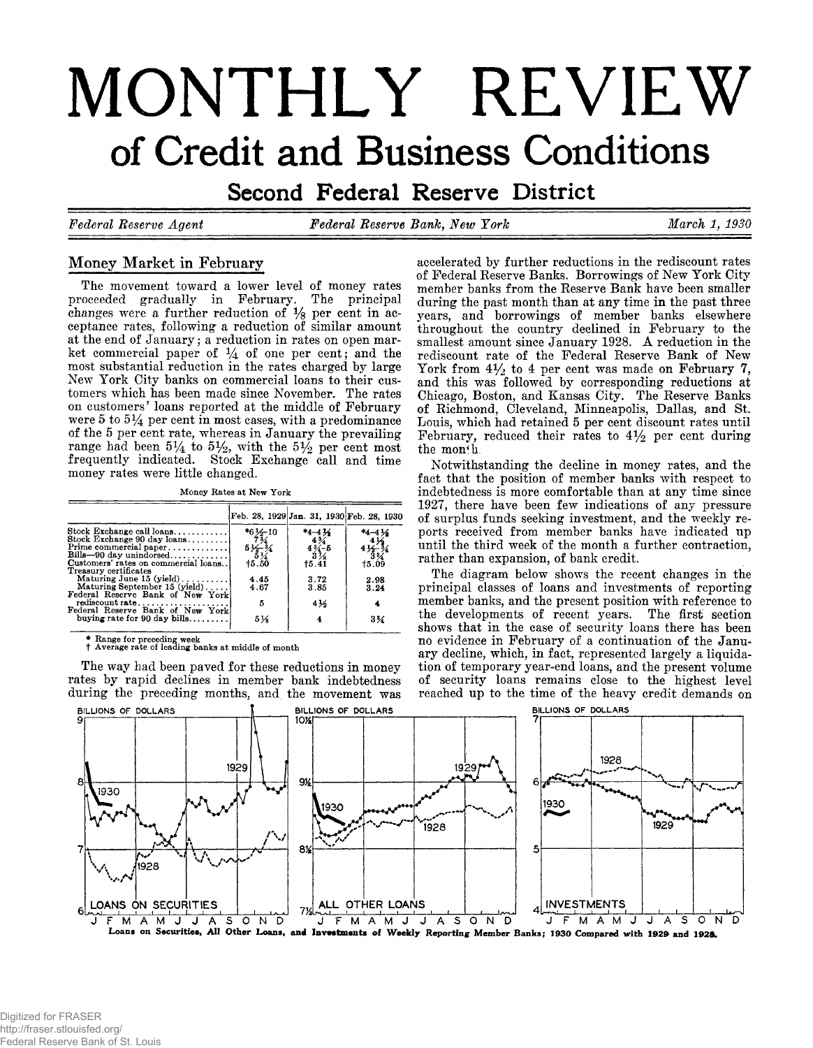# MONTHLY REVIEW

## of Credit and Business Conditions

### Second Federal Reserve District

*Federal Reserve Agent* — *Federal Reserve Bank, New York* — *March 1, 1930*

## Money Market in February

The movement toward a lower level of money rates proceeded gradually in February. The principal changes were a further reduction of 1/8 per cent in acceptance rates, following a reduction of similar amount at the end of January; a reduction in rates on open market commercial paper of 1/4 of one per cent; and the most substantial reduction in the rates charged by large New York City banks on commercial loans to their customers which has been made since November. The rates on customers' loans reported at the middle of February were 5 to 5 1/4 per cent in most cases, with a predominance of the 5 per cent rate, whereas in January the prevailing range had been 5 1/4 to 5 1/2, with the 5 1/2 per cent most frequently indicated. Stock Exchange call and time money rates were little changed.

Money Rates at New York

| | Feb. 28, 1929 | Jan. 31, 1930 | Feb. 28, 1930 |
|---|---|---|---|
| Stock Exchange call loans | *6 1/2–10 | *4–4 1/2 | *4–4 1/2 |
| Stock Exchange 90 day loans | 7 3/4 | 4 3/4 | 4 1/2 |
| Prime commercial paper | 5 1/2–3/4 | 4 3/4–5 | 4 1/2–3/4 |
| Bills—90 day unindorsed | 5 1/4 | 3 7/8 | 3 3/4 |
| Customers' rates on commercial loans | †5.50 | †5.41 | †5.09 |
| Treasury certificates | | | |
| Maturing June 15 (yield) | 4.45 | 3.72 | 2.98 |
| Maturing September 15 (yield) | 4.67 | 3.85 | 3.24 |
| Federal Reserve Bank of New York rediscount rate | 5 | 4 1/2 | 4 |
| Federal Reserve Bank of New York buying rate for 90 day bills | 5 1/8 | 4 | 3 3/4 |

\* Range for preceding week
† Average rate of leading banks at middle of month

The way had been paved for these reductions in money rates by rapid declines in member bank indebtedness during the preceding months, and the movement was accelerated by further reductions in the rediscount rates of Federal Reserve Banks. Borrowings of New York City member banks from the Reserve Bank have been smaller during the past month than at any time in the past three years, and borrowings of member banks elsewhere throughout the country declined in February to the smallest amount since January 1928. A reduction in the rediscount rate of the Federal Reserve Bank of New York from 4 1/2 to 4 per cent was made on February 7, and this was followed by corresponding reductions at Chicago, Boston, and Kansas City. The Reserve Banks of Richmond, Cleveland, Minneapolis, Dallas, and St. Louis, which had retained 5 per cent discount rates until February, reduced their rates to 4 1/2 per cent during the month.

Notwithstanding the decline in money rates, and the fact that the position of member banks with respect to indebtedness is more comfortable than at any time since 1927, there have been few indications of any pressure of surplus funds seeking investment, and the weekly reports received from member banks have indicated up until the third week of the month a further contraction, rather than expansion, of bank credit.

The diagram below shows the recent changes in the principal classes of loans and investments of reporting member banks, and the present position with reference to the developments of recent years. The first section shows that in the case of security loans there has been no evidence in February of a continuation of the January decline, which, in fact, represented largely a liquidation of temporary year-end loans, and the present volume of security loans remains close to the highest level reached up to the time of the heavy credit demands on

Loans on Securities, All Other Loans, and Investments of Weekly Reporting Member Banks; 1930 Compared with 1929 and 1928.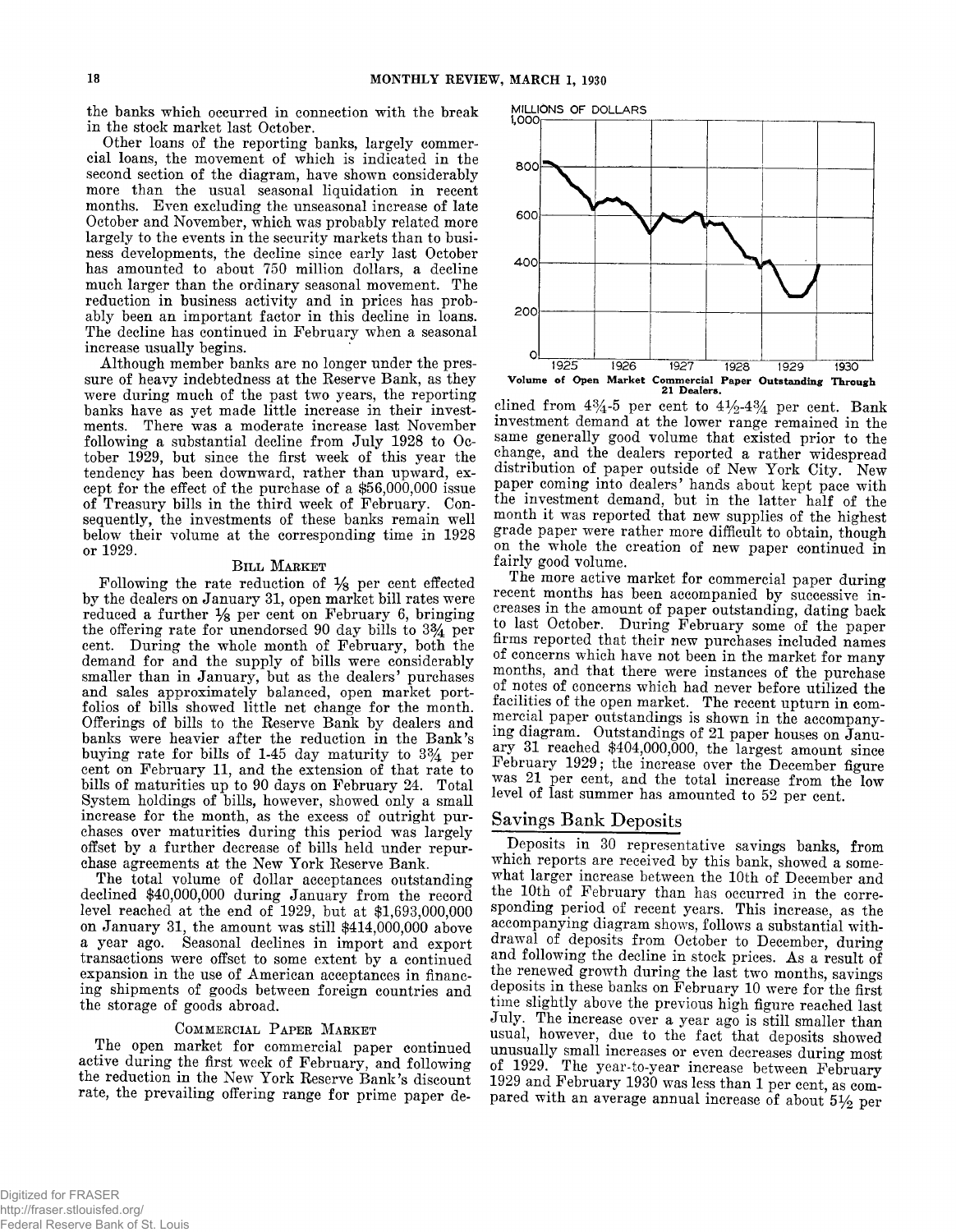the banks which occurred in connection with the break in the stock market last October.

Other loans of the reporting banks, largely commercial loans, the movement of which is indicated in the second section of the diagram, have shown considerably more than the usual seasonal liquidation in recent months. Even excluding the unseasonal increase of late October and November, which was probably related more largely to the events in the security markets than to business developments, the decline since early last October has amounted to about 750 million dollars, a decline much larger than the ordinary seasonal movement. The reduction in business activity and in prices has probably been an important factor in this decline in loans. The decline has continued in February when a seasonal increase usually begins.

Although member banks are no longer under the pressure of heavy indebtedness at the Reserve Bank, as they were during much of the past two years, the reporting banks have as yet made little increase in their investments. There was a moderate increase last November following a substantial decline from July 1928 to October 1929, but since the first week of this year the tendency has been downward, rather than upward, except for the effect of the purchase of a $56,000,000 issue of Treasury bills in the third week of February. Consequently, the investments of these banks remain well below their volume at the corresponding time in 1928 or 1929.

### Bill Market

Following the rate reduction of 1/8 per cent effected by the dealers on January 31, open market bill rates were reduced a further 1/8 per cent on February 6, bringing the offering rate for unendorsed 90 day bills to 3¾ per cent. During the whole month of February, both the demand for and the supply of bills were considerably smaller than in January, but as the dealers' purchases and sales approximately balanced, open market portfolios of bills showed little net change for the month. Offerings of bills to the Reserve Bank by dealers and banks were heavier after the reduction in the Bank's buying rate for bills of 1-45 day maturity to 3¾ per cent on February 11, and the extension of that rate to bills of maturities up to 90 days on February 24. Total System holdings of bills, however, showed only a small increase for the month, as the excess of outright purchases over maturities during this period was largely offset by a further decrease of bills held under repurchase agreements at the New York Reserve Bank.

The total volume of dollar acceptances outstanding declined $40,000,000 during January from the record level reached at the end of 1929, but at $1,693,000,000 on January 31, the amount was still $414,000,000 above a year ago. Seasonal declines in import and export transactions were offset to some extent by a continued expansion in the use of American acceptances in financing shipments of goods between foreign countries and the storage of goods abroad.

### Commercial Paper Market

The open market for commercial paper continued active during the first week of February, and following the reduction in the New York Reserve Bank's discount rate, the prevailing offering range for prime paper declined from 4¾-5 per cent to 4½-4¾ per cent. Bank investment demand at the lower range remained in the same generally good volume that existed prior to the change, and the dealers reported a rather widespread distribution of paper outside of New York City. New paper coming into dealers' hands about kept pace with the investment demand, but in the latter half of the month it was reported that new supplies of the highest grade paper were rather more difficult to obtain, though on the whole the creation of new paper continued in fairly good volume.

**Volume of Open Market Commercial Paper Outstanding Through 21 Dealers.**

The more active market for commercial paper during recent months has been accompanied by successive increases in the amount of paper outstanding, dating back to last October. During February some of the paper firms reported that their new purchases included names of concerns which have not been in the market for many months, and that there were instances of the purchase of notes of concerns which had never before utilized the facilities of the open market. The recent upturn in commercial paper outstandings is shown in the accompanying diagram. Outstandings of 21 paper houses on January 31 reached $404,000,000, the largest amount since February 1929; the increase over the December figure was 21 per cent, and the total increase from the low level of last summer has amounted to 52 per cent.

## Savings Bank Deposits

Deposits in 30 representative savings banks, from which reports are received by this bank, showed a somewhat larger increase between the 10th of December and the 10th of February than has occurred in the corresponding period of recent years. This increase, as the accompanying diagram shows, follows a substantial withdrawal of deposits from October to December, during and following the decline in stock prices. As a result of the renewed growth during the last two months, savings deposits in these banks on February 10 were for the first time slightly above the previous high figure reached last July. The increase over a year ago is still smaller than usual, however, due to the fact that deposits showed unusually small increases or even decreases during most of 1929. The year-to-year increase between February 1929 and February 1930 was less than 1 per cent, as compared with an average annual increase of about 5½ per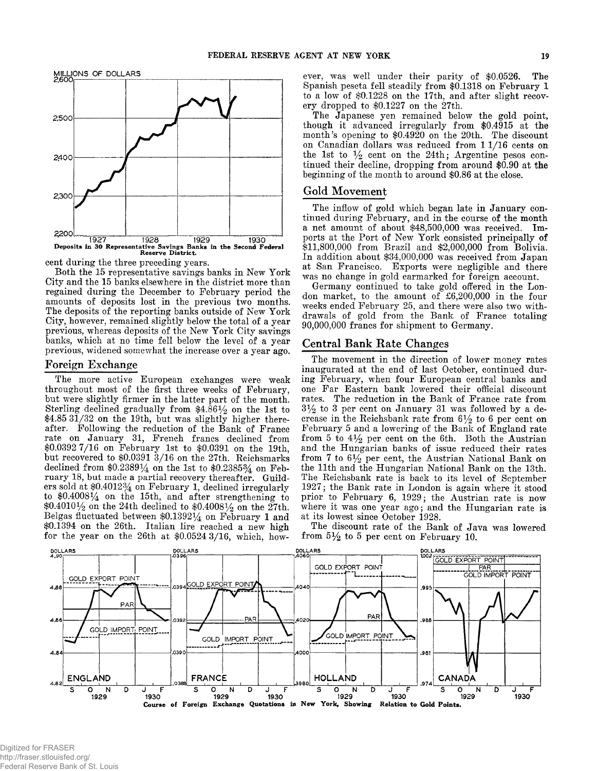Deposits in 30 Representative Savings Banks in the Second Federal Reserve District.

cent during the three preceding years.

Both the 15 representative savings banks in New York City and the 15 banks elsewhere in the district more than regained during the December to February period the amounts of deposits lost in the previous two months. The deposits of the reporting banks outside of New York City, however, remained slightly below the total of a year previous, whereas deposits of the New York City savings banks, which at no time fell below the level of a year previous, widened somewhat the increase over a year ago.

## Foreign Exchange

The more active European exchanges were weak throughout most of the first three weeks of February, but were slightly firmer in the latter part of the month. Sterling declined gradually from $4.86½ on the 1st to $4.85 31/32 on the 19th, but was slightly higher thereafter. Following the reduction of the Bank of France rate on January 31, French francs declined from $0.0392 7/16 on February 1st to $0.0391 on the 19th, but recovered to $0.0391 3/16 on the 27th. Reichsmarks declined from $0.2389¼ on the 1st to $0.2385¾ on February 18, but made a partial recovery thereafter. Guilders sold at $0.4012¾ on February 1, declined irregularly to $0.4008¼ on the 15th, and after strengthening to $0.4010½ on the 24th declined to $0.4008½ on the 27th. Belgas fluctuated between $0.1392¼ on February 1 and $0.1394 on the 26th. Italian lire reached a new high for the year on the 26th at $0.0524 3/16, which, however, was well under their parity of $0.0526. The Spanish peseta fell steadily from $0.1318 on February 1 to a low of $0.1228 on the 17th, and after slight recovery dropped to $0.1227 on the 27th.

The Japanese yen remained below the gold point, though it advanced irregularly from $0.4915 at the month's opening to $0.4920 on the 20th. The discount on Canadian dollars was reduced from 1 1/16 cents on the 1st to ½ cent on the 24th; Argentine pesos continued their decline, dropping from around $0.90 at the beginning of the month to around $0.86 at the close.

## Gold Movement

The inflow of gold which began late in January continued during February, and in the course of the month a net amount of about $48,500,000 was received. Imports at the Port of New York consisted principally of $11,800,000 from Brazil and $2,000,000 from Bolivia. In addition about $34,000,000 was received from Japan at San Francisco. Exports were negligible and there was no change in gold earmarked for foreign account.

Germany continued to take gold offered in the London market, to the amount of £6,200,000 in the four weeks ended February 25, and there were also two withdrawals of gold from the Bank of France totaling 90,000,000 francs for shipment to Germany.

## Central Bank Rate Changes

The movement in the direction of lower money rates inaugurated at the end of last October, continued during February, when four European central banks and one Far Eastern bank lowered their official discount rates. The reduction in the Bank of France rate from 3½ to 3 per cent on January 31 was followed by a decrease in the Reichsbank rate from 6½ to 6 per cent on February 5 and a lowering of the Bank of England rate from 5 to 4½ per cent on the 6th. Both the Austrian and the Hungarian banks of issue reduced their rates from 7 to 6½ per cent, the Austrian National Bank on the 11th and the Hungarian National Bank on the 13th. The Reichsbank rate is back to its level of September 1927; the Bank rate in London is again where it stood prior to February 6, 1929; the Austrian rate is now where it was one year ago; and the Hungarian rate is at its lowest since October 1928.

The discount rate of the Bank of Java was lowered from 5½ to 5 per cent on February 10.

Course of Foreign Exchange Quotations in New York, Showing Relation to Gold Points.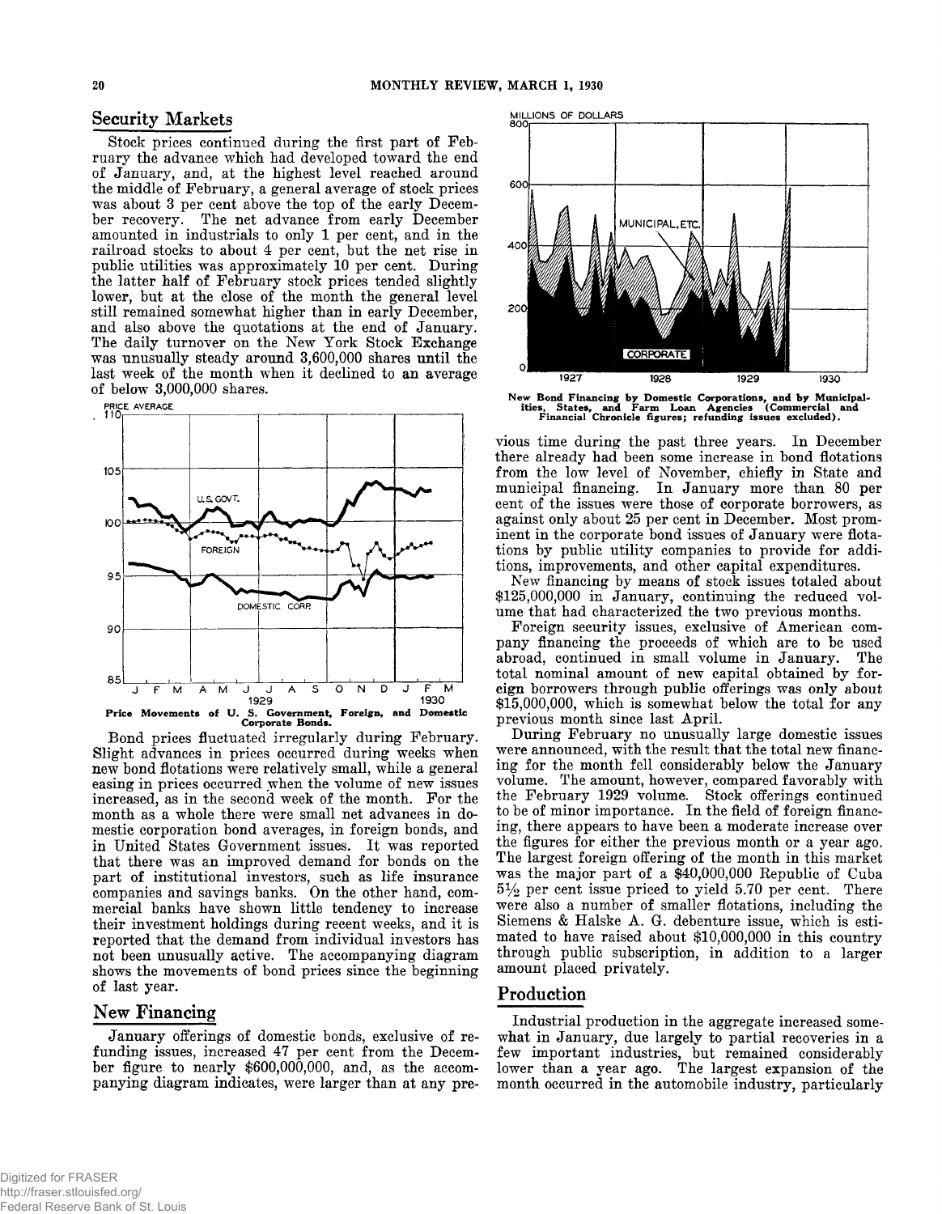## Security Markets

Stock prices continued during the first part of February the advance which had developed toward the end of January, and, at the highest level reached around the middle of February, a general average of stock prices was about 3 per cent above the top of the early December recovery. The net advance from early December amounted in industrials to only 1 per cent, and in the railroad stocks to about 4 per cent, but the net rise in public utilities was approximately 10 per cent. During the latter half of February stock prices tended slightly lower, but at the close of the month the general level still remained somewhat higher than in early December, and also above the quotations at the end of January. The daily turnover on the New York Stock Exchange was unusually steady around 3,600,000 shares until the last week of the month when it declined to an average of below 3,000,000 shares.

**Price Movements of U. S. Government, Foreign, and Domestic Corporate Bonds.**

Bond prices fluctuated irregularly during February. Slight advances in prices occurred during weeks when new bond flotations were relatively small, while a general easing in prices occurred when the volume of new issues increased, as in the second week of the month. For the month as a whole there were small net advances in domestic corporation bond averages, in foreign bonds, and in United States Government issues. It was reported that there was an improved demand for bonds on the part of institutional investors, such as life insurance companies and savings banks. On the other hand, commercial banks have shown little tendency to increase their investment holdings during recent weeks, and it is reported that the demand from individual investors has not been unusually active. The accompanying diagram shows the movements of bond prices since the beginning of last year.

## New Financing

January offerings of domestic bonds, exclusive of refunding issues, increased 47 per cent from the December figure to nearly $600,000,000, and, as the accompanying diagram indicates, were larger than at any previous time during the past three years. In December there already had been some increase in bond flotations from the low level of November, chiefly in State and municipal financing. In January more than 80 per cent of the issues were those of corporate borrowers, as against only about 25 per cent in December. Most prominent in the corporate bond issues of January were flotations by public utility companies to provide for additions, improvements, and other capital expenditures.

**New Bond Financing by Domestic Corporations, and by Municipalities, States, and Farm Loan Agencies (Commercial and Financial Chronicle figures; refunding issues excluded).**

New financing by means of stock issues totaled about $125,000,000 in January, continuing the reduced volume that had characterized the two previous months.

Foreign security issues, exclusive of American company financing the proceeds of which are to be used abroad, continued in small volume in January. The total nominal amount of new capital obtained by foreign borrowers through public offerings was only about $15,000,000, which is somewhat below the total for any previous month since last April.

During February no unusually large domestic issues were announced, with the result that the total new financing for the month fell considerably below the January volume. The amount, however, compared favorably with the February 1929 volume. Stock offerings continued to be of minor importance. In the field of foreign financing, there appears to have been a moderate increase over the figures for either the previous month or a year ago. The largest foreign offering of the month in this market was the major part of a $40,000,000 Republic of Cuba 5½ per cent issue priced to yield 5.70 per cent. There were also a number of smaller flotations, including the Siemens & Halske A. G. debenture issue, which is estimated to have raised about $10,000,000 in this country through public subscription, in addition to a larger amount placed privately.

## Production

Industrial production in the aggregate increased somewhat in January, due largely to partial recoveries in a few important industries, but remained considerably lower than a year ago. The largest expansion of the month occurred in the automobile industry, particularly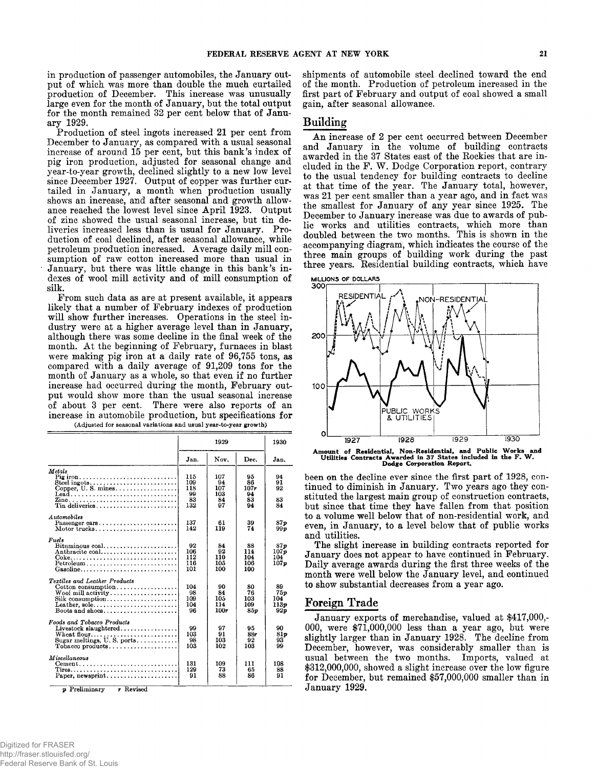in production of passenger automobiles, the January output of which was more than double the much curtailed production of December. This increase was unusually large even for the month of January, but the total output for the month remained 32 per cent below that of January 1929.

Production of steel ingots increased 21 per cent from December to January, as compared with a usual seasonal increase of around 15 per cent, but this bank's index of pig iron production, adjusted for seasonal change and year-to-year growth, declined slightly to a new low level since December 1927. Output of copper was further curtailed in January, a month when production usually shows an increase, and after seasonal and growth allowance reached the lowest level since April 1923. Output of zinc showed the usual seasonal increase, but tin deliveries increased less than is usual for January. Production of coal declined, after seasonal allowance, while petroleum production increased. Average daily mill consumption of raw cotton increased more than usual in January, but there was little change in this bank's indexes of wool mill activity and of mill consumption of silk.

From such data as are at present available, it appears likely that a number of February indexes of production will show further increases. Operations in the steel industry were at a higher average level than in January, although there was some decline in the final week of the month. At the beginning of February, furnaces in blast were making pig iron at a daily rate of 96,755 tons, as compared with a daily average of 91,209 tons for the month of January as a whole, so that even if no further increase had occurred during the month, February output would show more than the usual seasonal increase of about 3 per cent. There were also reports of an increase in automobile production, but specifications for shipments of automobile steel declined toward the end of the month. Production of petroleum increased in the first part of February and output of coal showed a small gain, after seasonal allowance.

(Adjusted for seasonal variations and usual year-to-year growth)

| | 1929 | | | 1930 |
|---|---|---|---|---|
| | Jan. | Nov. | Dec. | Jan. |
| *Metals* | | | | |
| Pig iron | 115 | 107 | 95 | 94 |
| Steel ingots | 109 | 94 | 86 | 91 |
| Copper, U. S. mines | 118 | 107 | 107r | 92 |
| Lead | 99 | 103 | 94 | |
| Zinc | 83 | 84 | 83 | 83 |
| Tin deliveries | 132 | 97 | 94 | 84 |
| *Automobiles* | | | | |
| Passenger cars | 137 | 61 | 39 | 87p |
| Motor trucks | 142 | 119 | 74 | 99p |
| *Fuels* | | | | |
| Bituminous coal | 92 | 84 | 88 | 87p |
| Anthracite coal | 106 | 92 | 114 | 107p |
| Coke | 112 | 110 | 104 | 104 |
| Petroleum | 116 | 105 | 106 | 107p |
| Gasoline | 101 | 100 | 100 | |
| *Textiles and Leather Products* | | | | |
| Cotton consumption | 104 | 90 | 80 | 89 |
| Wool mill activity | 98 | 84 | 76 | 75p |
| Silk consumption | 109 | 105 | 103 | 104 |
| Leather, sole | 104 | 114 | 109 | 113p |
| Boots and shoes | 96 | 100r | 85p | 92p |
| *Foods and Tobacco Products* | | | | |
| Livestock slaughtered | 99 | 97 | 95 | 90 |
| Wheat flour | 103 | 91 | 88r | 81p |
| Sugar meltings, U. S. ports | 98 | 103 | 92 | 93 |
| Tobacco products | 103 | 102 | 103 | 99 |
| *Miscellaneous* | | | | |
| Cement | 131 | 109 | 111 | 108 |
| Tires | 129 | 73 | 65 | 88 |
| Paper, newsprint | 91 | 88 | 86 | 91 |

*p* Preliminary *r* Revised

## Building

An increase of 2 per cent occurred between December and January in the volume of building contracts awarded in the 37 States east of the Rockies that are included in the F. W. Dodge Corporation report, contrary to the usual tendency for building contracts to decline at that time of the year. The January total, however, was 21 per cent smaller than a year ago, and in fact was the smallest for January of any year since 1925. The December to January increase was due to awards of public works and utilities contracts, which more than doubled between the two months. This is shown in the accompanying diagram, which indicates the course of the three main groups of building work during the past three years. Residential building contracts, which have been on the decline ever since the first part of 1928, continued to diminish in January. Two years ago they constituted the largest main group of construction contracts, but since that time they have fallen from that position to a volume well below that of non-residential work, and even, in January, to a level below that of public works and utilities.

**Amount of Residential, Non-Residential, and Public Works and Utilities Contracts Awarded in 37 States included in the F. W. Dodge Corporation Report.**

The slight increase in building contracts reported for January does not appear to have continued in February. Daily average awards during the first three weeks of the month were well below the January level, and continued to show substantial decreases from a year ago.

## Foreign Trade

January exports of merchandise, valued at $417,000,000, were $71,000,000 less than a year ago, but were slightly larger than in January 1928. The decline from December, however, was considerably smaller than is usual between the two months. Imports, valued at $312,000,000, showed a slight increase over the low figure for December, but remained $57,000,000 smaller than in January 1929.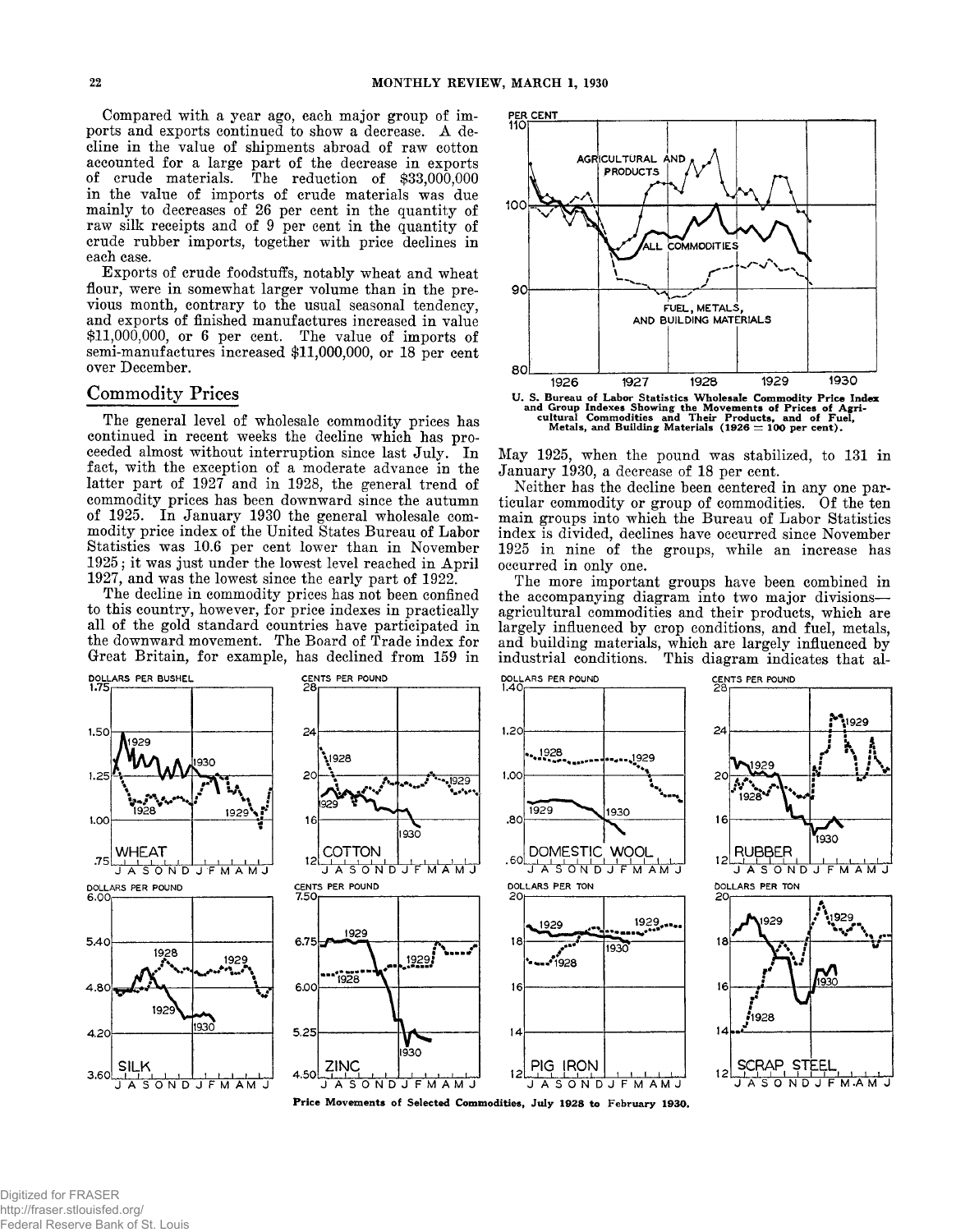Compared with a year ago, each major group of imports and exports continued to show a decrease. A decline in the value of shipments abroad of raw cotton accounted for a large part of the decrease in exports of crude materials. The reduction of $33,000,000 in the value of imports of crude materials was due mainly to decreases of 26 per cent in the quantity of raw silk receipts and of 9 per cent in the quantity of crude rubber imports, together with price declines in each case.

Exports of crude foodstuffs, notably wheat and wheat flour, were in somewhat larger volume than in the previous month, contrary to the usual seasonal tendency, and exports of finished manufactures increased in value $11,000,000, or 6 per cent. The value of imports of semi-manufactures increased $11,000,000, or 18 per cent over December.

## Commodity Prices

The general level of wholesale commodity prices has continued in recent weeks the decline which has proceeded almost without interruption since last July. In fact, with the exception of a moderate advance in the latter part of 1927 and in 1928, the general trend of commodity prices has been downward since the autumn of 1925. In January 1930 the general wholesale commodity price index of the United States Bureau of Labor Statistics was 10.6 per cent lower than in November 1925; it was just under the lowest level reached in April 1927, and was the lowest since the early part of 1922.

The decline in commodity prices has not been confined to this country, however, for price indexes in practically all of the gold standard countries have participated in the downward movement. The Board of Trade index for Great Britain, for example, has declined from 159 in May 1925, when the pound was stabilized, to 131 in January 1930, a decrease of 18 per cent.

U. S. Bureau of Labor Statistics Wholesale Commodity Price Index and Group Indexes Showing the Movements of Prices of Agricultural Commodities and Their Products, and of Fuel, Metals, and Building Materials (1926 = 100 per cent).

Neither has the decline been centered in any one particular commodity or group of commodities. Of the ten main groups into which the Bureau of Labor Statistics index is divided, declines have occurred since November 1925 in nine of the groups, while an increase has occurred in only one.

The more important groups have been combined in the accompanying diagram into two major divisions—agricultural commodities and their products, which are largely influenced by crop conditions, and fuel, metals, and building materials, which are largely influenced by industrial conditions. This diagram indicates that al-

Price Movements of Selected Commodities, July 1928 to February 1930.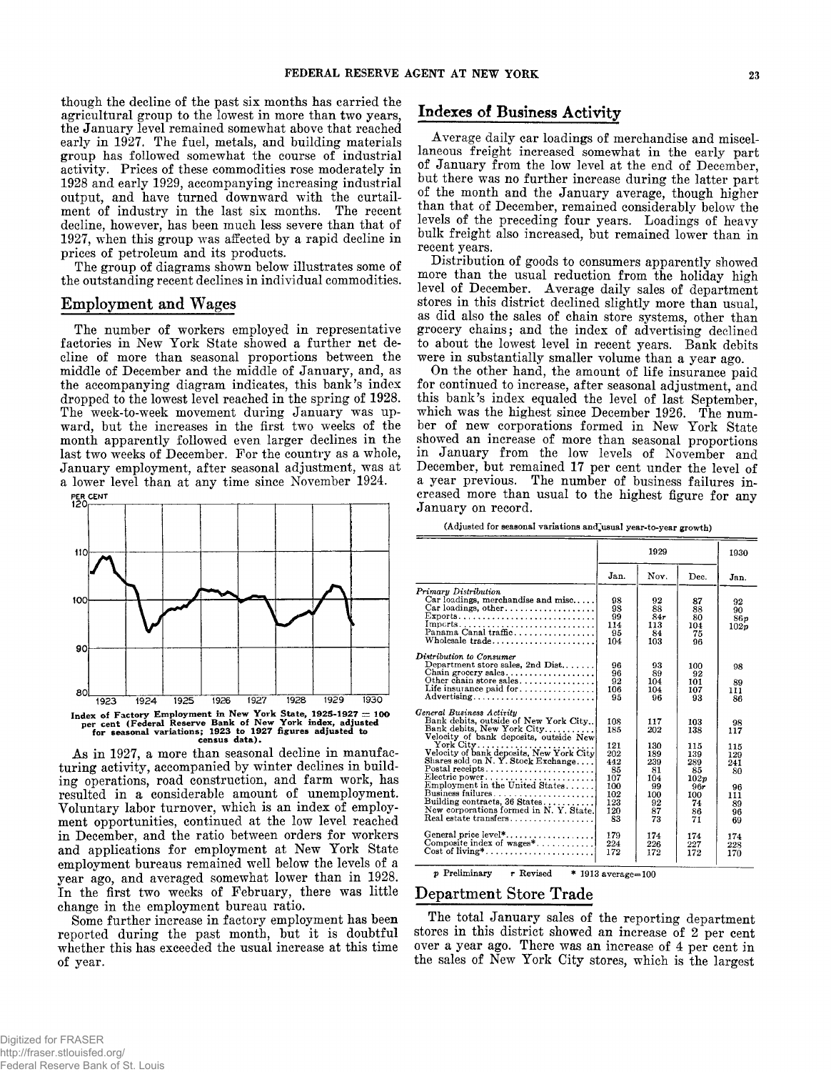though the decline of the past six months has carried the agricultural group to the lowest in more than two years, the January level remained somewhat above that reached early in 1927. The fuel, metals, and building materials group has followed somewhat the course of industrial activity. Prices of these commodities rose moderately in 1928 and early 1929, accompanying increasing industrial output, and have turned downward with the curtailment of industry in the last six months. The recent decline, however, has been much less severe than that of 1927, when this group was affected by a rapid decline in prices of petroleum and its products.

The group of diagrams shown below illustrates some of the outstanding recent declines in individual commodities.

## Employment and Wages

The number of workers employed in representative factories in New York State showed a further net decline of more than seasonal proportions between the middle of December and the middle of January, and, as the accompanying diagram indicates, this bank's index dropped to the lowest level reached in the spring of 1928. The week-to-week movement during January was upward, but the increases in the first two weeks of the month apparently followed even larger declines in the last two weeks of December. For the country as a whole, January employment, after seasonal adjustment, was at a lower level than at any time since November 1924.

Index of Factory Employment in New York State, 1925-1927 = 100 per cent (Federal Reserve Bank of New York index, adjusted for seasonal variations; 1923 to 1927 figures adjusted to census data).

As in 1927, a more than seasonal decline in manufacturing activity, accompanied by winter declines in building operations, road construction, and farm work, has resulted in a considerable amount of unemployment. Voluntary labor turnover, which is an index of employment opportunities, continued at the low level reached in December, and the ratio between orders for workers and applications for employment at New York State employment bureaus remained well below the levels of a year ago, and averaged somewhat lower than in 1928. In the first two weeks of February, there was little change in the employment bureau ratio.

Some further increase in factory employment has been reported during the past month, but it is doubtful whether this has exceeded the usual increase at this time of year.

## Indexes of Business Activity

Average daily car loadings of merchandise and miscellaneous freight increased somewhat in the early part of January from the low level at the end of December, but there was no further increase during the latter part of the month and the January average, though higher than that of December, remained considerably below the levels of the preceding four years. Loadings of heavy bulk freight also increased, but remained lower than in recent years.

Distribution of goods to consumers apparently showed more than the usual reduction from the holiday high level of December. Average daily sales of department stores in this district declined slightly more than usual, as did also the sales of chain store systems, other than grocery chains; and the index of advertising declined to about the lowest level in recent years. Bank debits were in substantially smaller volume than a year ago.

On the other hand, the amount of life insurance paid for continued to increase, after seasonal adjustment, and this bank's index equaled the level of last September, which was the highest since December 1926. The number of new corporations formed in New York State showed an increase of more than seasonal proportions in January from the low levels of November and December, but remained 17 per cent under the level of a year previous. The number of business failures increased more than usual to the highest figure for any January on record.

(Adjusted for seasonal variations and usual year-to-year growth)

| | 1929 | | | 1930 |
|---|---|---|---|---|
| | Jan. | Nov. | Dec. | Jan. |
| *Primary Distribution* | | | | |
| Car loadings, merchandise and misc. | 98 | 92 | 87 | 92 |
| Car loadings, other | 93 | 88 | 88 | 90 |
| Exports | 99 | 84r | 80 | 86p |
| Imports | 114 | 113 | 104 | 102p |
| Panama Canal traffic | 95 | 84 | 75 | |
| Wholesale trade | 104 | 103 | 96 | |
| *Distribution to Consumer* | | | | |
| Department store sales, 2nd Dist. | 96 | 93 | 100 | 98 |
| Chain grocery sales | 96 | 89 | 92 | |
| Other chain store sales | 92 | 104 | 101 | 89 |
| Life insurance paid for | 106 | 104 | 107 | 111 |
| Advertising | 95 | 96 | 93 | 86 |
| *General Business Activity* | | | | |
| Bank debits, outside of New York City | 108 | 117 | 103 | 98 |
| Bank debits, New York City | 185 | 202 | 138 | 117 |
| Velocity of bank deposits, outside New York City | 121 | 130 | 115 | 115 |
| Velocity of bank deposits, New York City | 202 | 189 | 139 | 129 |
| Shares sold on N. Y. Stock Exchange | 442 | 239 | 289 | 241 |
| Postal receipts | 85 | 81 | 85 | 80 |
| Electric power | 107 | 104 | 102p | |
| Employment in the United States | 100 | 99 | 96r | 96 |
| Business failures | 102 | 100 | 100 | 111 |
| Building contracts, 36 States | 123 | 92 | 74 | 89 |
| New corporations formed in N. Y. State | 120 | 87 | 86 | 96 |
| Real estate transfers | 83 | 73 | 71 | 69 |
| General price level* | 179 | 174 | 174 | 174 |
| Composite index of wages* | 224 | 226 | 227 | 228 |
| Cost of living* | 172 | 172 | 172 | 170 |

p Preliminary  r Revised  * 1913 average=100

## Department Store Trade

The total January sales of the reporting department stores in this district showed an increase of 2 per cent over a year ago. There was an increase of 4 per cent in the sales of New York City stores, which is the largest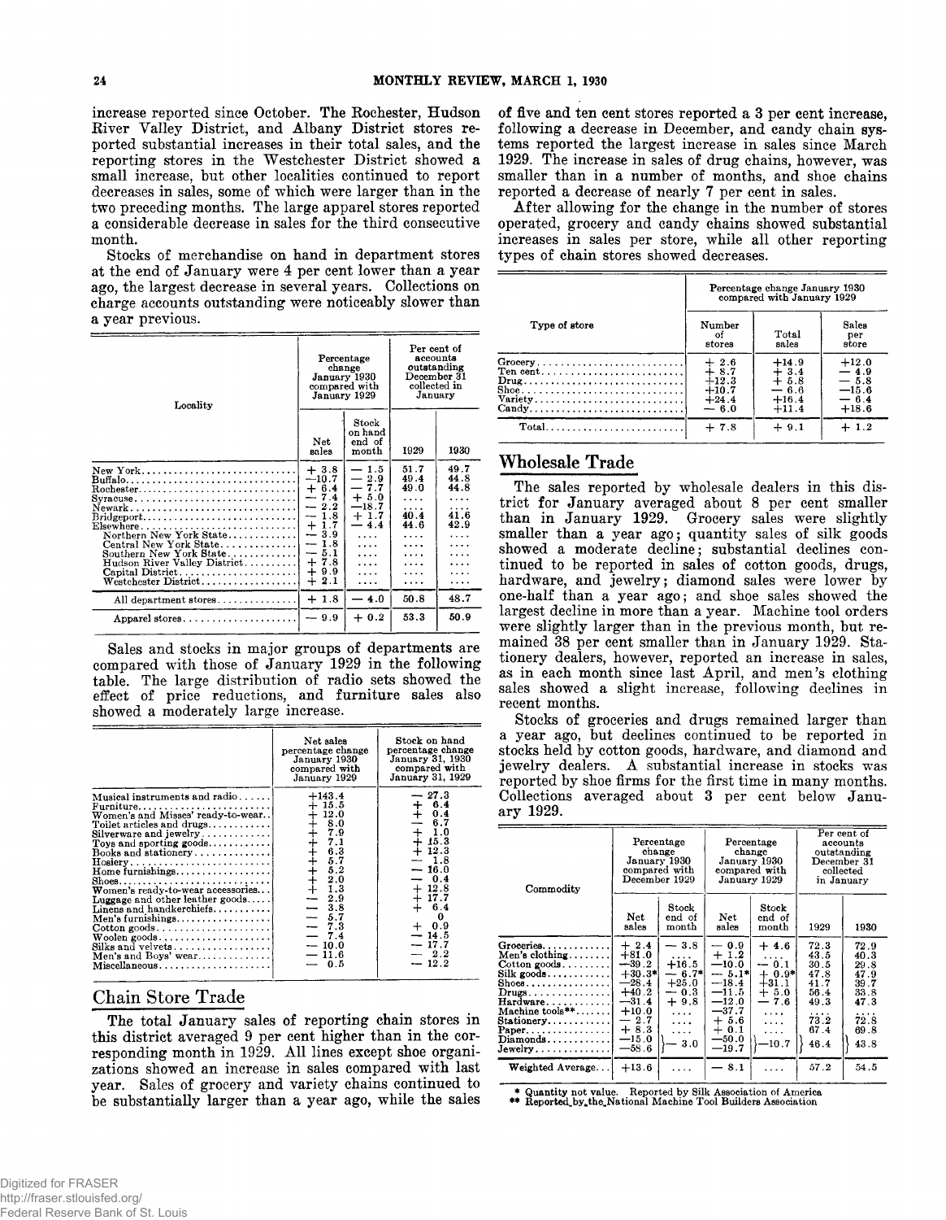increase reported since October. The Rochester, Hudson River Valley District, and Albany District stores reported substantial increases in their total sales, and the reporting stores in the Westchester District showed a small increase, but other localities continued to report decreases in sales, some of which were larger than in the two preceding months. The large apparel stores reported a considerable decrease in sales for the third consecutive month.

Stocks of merchandise on hand in department stores at the end of January were 4 per cent lower than a year ago, the largest decrease in several years. Collections on charge accounts outstanding were noticeably slower than a year previous.

| Locality | Percentage change January 1930 compared with January 1929 | | Per cent of accounts outstanding December 31 collected in January | |
|---|---|---|---|---|
| | Net sales | Stock on hand end of month | 1929 | 1930 |
| New York | + 3.8 | — 1.5 | 51.7 | 49.7 |
| Buffalo | —10.7 | — 2.9 | 49.4 | 44.8 |
| Rochester | + 6.4 | — 7.7 | 49.0 | 44.8 |
| Syracuse | — 7.4 | + 5.0 | .... | .... |
| Newark | — 2.2 | —18.7 | .... | .... |
| Bridgeport | — 1.8 | + 1.7 | 40.4 | 41.6 |
| Elsewhere | + 1.7 | — 4.4 | 44.6 | 42.9 |
| Northern New York State | — 3.9 | .... | .... | .... |
| Central New York State | — 1.8 | .... | .... | .... |
| Southern New York State | — 5.1 | .... | .... | .... |
| Hudson River Valley District | + 7.8 | .... | .... | .... |
| Capital District | + 9.9 | .... | .... | .... |
| Westchester District | + 2.1 | .... | .... | .... |
| All department stores | + 1.8 | — 4.0 | 50.8 | 48.7 |
| Apparel stores | — 9.9 | + 0.2 | 53.3 | 50.9 |

Sales and stocks in major groups of departments are compared with those of January 1929 in the following table. The large distribution of radio sets showed the effect of price reductions, and furniture sales also showed a moderately large increase.

| | Net sales percentage change January 1930 compared with January 1929 | Stock on hand percentage change January 31, 1930 compared with January 31, 1929 |
|---|---|---|
| Musical instruments and radio | +143.4 | — 27.3 |
| Furniture | + 15.5 | + 6.4 |
| Women's and Misses' ready-to-wear | + 12.0 | + 0.4 |
| Toilet articles and drugs | + 8.0 | — 6.7 |
| Silverware and jewelry | + 7.9 | + 1.0 |
| Toys and sporting goods | + 7.1 | + 15.3 |
| Books and stationery | + 6.3 | + 12.3 |
| Hosiery | + 5.7 | — 1.8 |
| Home furnishings | + 5.2 | — 16.0 |
| Shoes | + 2.0 | — 0.4 |
| Women's ready-to-wear accessories | + 1.3 | + 12.8 |
| Luggage and other leather goods | — 2.9 | + 17.7 |
| Linens and handkerchiefs | — 3.8 | + 6.4 |
| Men's furnishings | — 5.7 | 0 |
| Cotton goods | — 7.3 | + 0.9 |
| Woolen goods | — 7.4 | — 14.5 |
| Silks and velvets | — 10.0 | — 17.7 |
| Men's and Boys' wear | — 11.6 | — 2.2 |
| Miscellaneous | — 0.5 | — 12.2 |

## Chain Store Trade

The total January sales of reporting chain stores in this district averaged 9 per cent higher than in the corresponding month in 1929. All lines except shoe organizations showed an increase in sales compared with last year. Sales of grocery and variety chains continued to be substantially larger than a year ago, while the sales of five and ten cent stores reported a 3 per cent increase, following a decrease in December, and candy chain systems reported the largest increase in sales since March 1929. The increase in sales of drug chains, however, was smaller than in a number of months, and shoe chains reported a decrease of nearly 7 per cent in sales.

After allowing for the change in the number of stores operated, grocery and candy chains showed substantial increases in sales per store, while all other reporting types of chain stores showed decreases.

| Type of store | Percentage change January 1930 compared with January 1929 | | |
|---|---|---|---|
| | Number of stores | Total sales | Sales per store |
| Grocery | + 2.6 | +14.9 | +12.0 |
| Ten cent | + 8.7 | + 3.4 | — 4.9 |
| Drug | +12.3 | + 5.8 | — 5.8 |
| Shoe | +10.7 | — 6.6 | —15.6 |
| Variety | +24.4 | +16.4 | — 6.4 |
| Candy | — 6.0 | +11.4 | +18.6 |
| Total | + 7.8 | + 9.1 | + 1.2 |

## Wholesale Trade

The sales reported by wholesale dealers in this district for January averaged about 8 per cent smaller than in January 1929. Grocery sales were slightly smaller than a year ago; quantity sales of silk goods showed a moderate decline; substantial declines continued to be reported in sales of cotton goods, drugs, hardware, and jewelry; diamond sales were lower by one-half than a year ago; and shoe sales showed the largest decline in more than a year. Machine tool orders were slightly larger than in the previous month, but remained 38 per cent smaller than in January 1929. Stationery dealers, however, reported an increase in sales, as in each month since last April, and men's clothing sales showed a slight increase, following declines in recent months.

Stocks of groceries and drugs remained larger than a year ago, but declines continued to be reported in stocks held by cotton goods, hardware, and diamond and jewelry dealers. A substantial increase in stocks was reported by shoe firms for the first time in many months. Collections averaged about 3 per cent below January 1929.

| Commodity | Percentage change January 1930 compared with December 1929 | | Percentage change January 1930 compared with January 1929 | | Per cent of accounts outstanding December 31 collected in January | |
|---|---|---|---|---|---|---|
| | Net sales | Stock end of month | Net sales | Stock end of month | 1929 | 1930 |
| Groceries | + 2.4 | — 3.8 | — 0.9 | + 4.6 | 72.3 | 72.9 |
| Men's clothing | +81.0 | .... | + 1.2 | .... | 43.5 | 40.3 |
| Cotton goods | —39.2 | +16.5 | —10.0 | — 0.1 | 30.5 | 29.8 |
| Silk goods | +30.3* | — 6.7* | — 5.1* | + 0.9* | 47.8 | 47.9 |
| Shoes | —28.4 | +25.0 | —18.4 | +31.1 | 41.7 | 39.7 |
| Drugs | +40.2 | — 0.3 | —11.5 | + 5.0 | 56.4 | 33.8 |
| Hardware | —31.4 | + 9.8 | —12.0 | — 7.6 | 49.3 | 47.3 |
| Machine tools** | +10.0 | .... | —37.7 | .... | .... | .... |
| Stationery | — 2.7 | .... | + 5.6 | .... | 73.2 | 72.8 |
| Paper | + 8.3 | .... | + 0.1 | .... | 67.4 | 69.8 |
| Diamonds | —15.0 | — 3.0 | —50.0 | —10.7 | 46.4 | 43.8 |
| Jewelry | —58.6 | | —19.7 | | | |
| Weighted Average | +13.6 | .... | — 8.1 | .... | 57.2 | 54.5 |

\* Quantity not value. Reported by Silk Association of America
\*\* Reported by the National Machine Tool Builders Association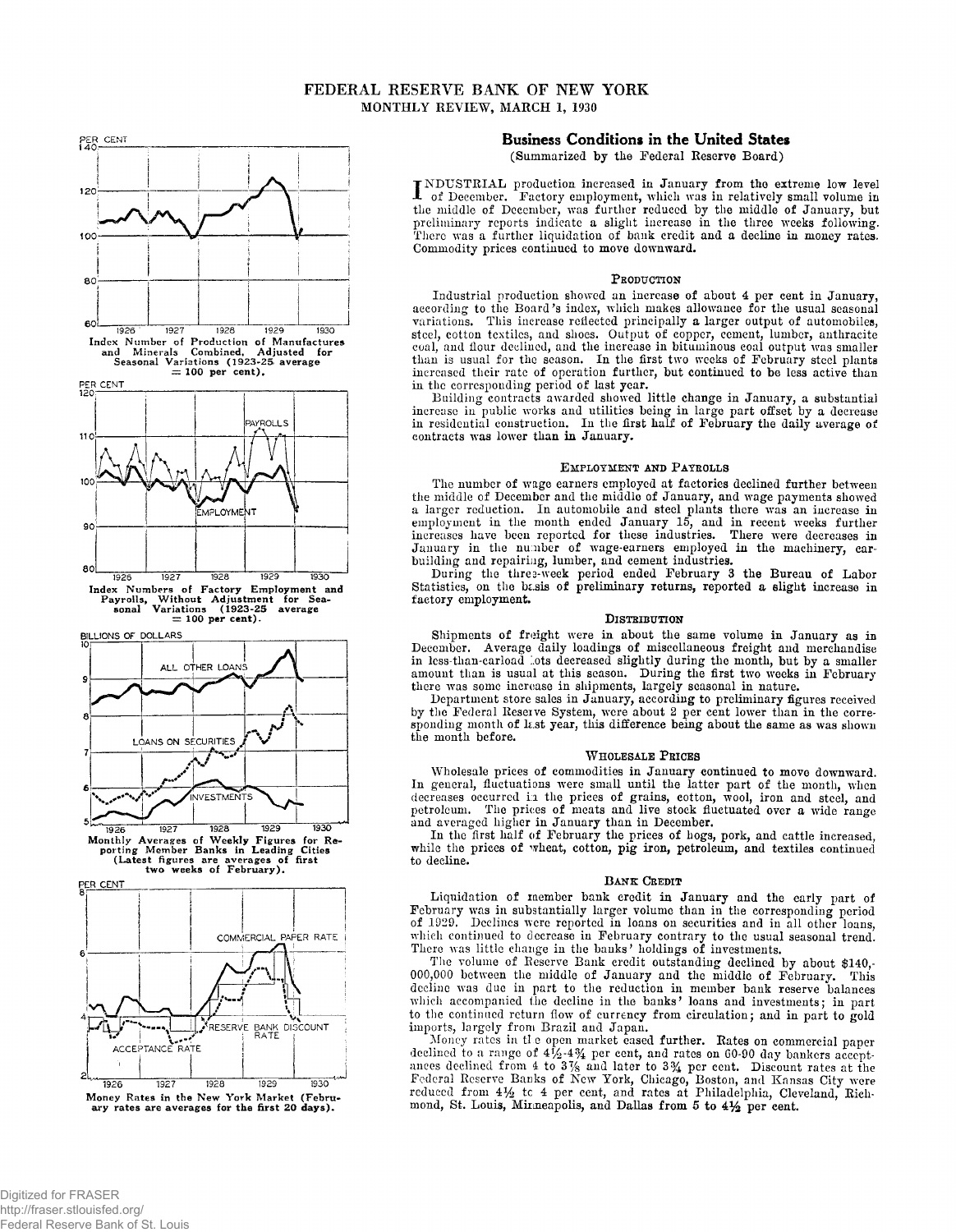# FEDERAL RESERVE BANK OF NEW YORK
MONTHLY REVIEW, MARCH 1, 1930

PER CENT
140
120
100
80
60
1926 1927 1928 1929 1930

Index Number of Production of Manufactures and Minerals Combined, Adjusted for Seasonal Variations (1923-25 average = 100 per cent).

PER CENT
120
110
100
90
80
PAYROLLS
EMPLOYMENT
1926 1927 1928 1929 1930

Index Numbers of Factory Employment and Payrolls, Without Adjustment for Seasonal Variations (1923-25 average = 100 per cent).

BILLIONS OF DOLLARS
10
9
8
7
6
5
ALL OTHER LOANS
LOANS ON SECURITIES
INVESTMENTS
1926 1927 1928 1929 1930

Monthly Averages of Weekly Figures for Reporting Member Banks in Leading Cities (Latest figures are averages of first two weeks of February).

PER CENT
8
6
4
2
COMMERCIAL PAPER RATE
RESERVE BANK DISCOUNT RATE
ACCEPTANCE RATE
1926 1927 1928 1929 1930

Money Rates in the New York Market (February rates are averages for the first 20 days).

## Business Conditions in the United States

(Summarized by the Federal Reserve Board)

INDUSTRIAL production increased in January from the extreme low level of December. Factory employment, which was in relatively small volume in the middle of December, was further reduced by the middle of January, but preliminary reports indicate a slight increase in the three weeks following. There was a further liquidation of bank credit and a decline in money rates. Commodity prices continued to move downward.

### Production

Industrial production showed an increase of about 4 per cent in January, according to the Board's index, which makes allowance for the usual seasonal variations. This increase reflected principally a larger output of automobiles, steel, cotton textiles, and shoes. Output of copper, cement, lumber, anthracite coal, and flour declined, and the increase in bituminous coal output was smaller than is usual for the season. In the first two weeks of February steel plants increased their rate of operation further, but continued to be less active than in the corresponding period of last year.

Building contracts awarded showed little change in January, a substantial increase in public works and utilities being in large part offset by a decrease in residential construction. In the first half of February the daily average of contracts was lower than in January.

### Employment and Payrolls

The number of wage earners employed at factories declined further between the middle of December and the middle of January, and wage payments showed a larger reduction. In automobile and steel plants there was an increase in employment in the month ended January 15, and in recent weeks further increases have been reported for these industries. There were decreases in January in the number of wage-earners employed in the machinery, car-building and repairing, lumber, and cement industries.

During the three-week period ended February 3 the Bureau of Labor Statistics, on the basis of preliminary returns, reported a slight increase in factory employment.

### Distribution

Shipments of freight were in about the same volume in January as in December. Average daily loadings of miscellaneous freight and merchandise in less-than-carload lots decreased slightly during the month, but by a smaller amount than is usual at this season. During the first two weeks in February there was some increase in shipments, largely seasonal in nature.

Department store sales in January, according to preliminary figures received by the Federal Reserve System, were about 2 per cent lower than in the corresponding month of last year, this difference being about the same as was shown the month before.

### Wholesale Prices

Wholesale prices of commodities in January continued to move downward. In general, fluctuations were small until the latter part of the month, when decreases occurred in the prices of grains, cotton, wool, iron and steel, and petroleum. The prices of meats and live stock fluctuated over a wide range and averaged higher in January than in December.

In the first half of February the prices of hogs, pork, and cattle increased, while the prices of wheat, cotton, pig iron, petroleum, and textiles continued to decline.

### Bank Credit

Liquidation of member bank credit in January and the early part of February was in substantially larger volume than in the corresponding period of 1929. Declines were reported in loans on securities and in all other loans, which continued to decrease in February contrary to the usual seasonal trend. There was little change in the banks' holdings of investments.

The volume of Reserve Bank credit outstanding declined by about $140,000,000 between the middle of January and the middle of February. This decline was due in part to the reduction in member bank reserve balances which accompanied the decline in the banks' loans and investments; in part to the continued return flow of currency from circulation; and in part to gold imports, largely from Brazil and Japan.

Money rates in the open market eased further. Rates on commercial paper declined to a range of 4½-4¾ per cent, and rates on 60-90 day bankers acceptances declined from 4 to 3⅞ and later to 3¾ per cent. Discount rates at the Federal Reserve Banks of New York, Chicago, Boston, and Kansas City were reduced from 4½ to 4 per cent, and rates at Philadelphia, Cleveland, Richmond, St. Louis, Minneapolis, and Dallas from 5 to 4½ per cent.